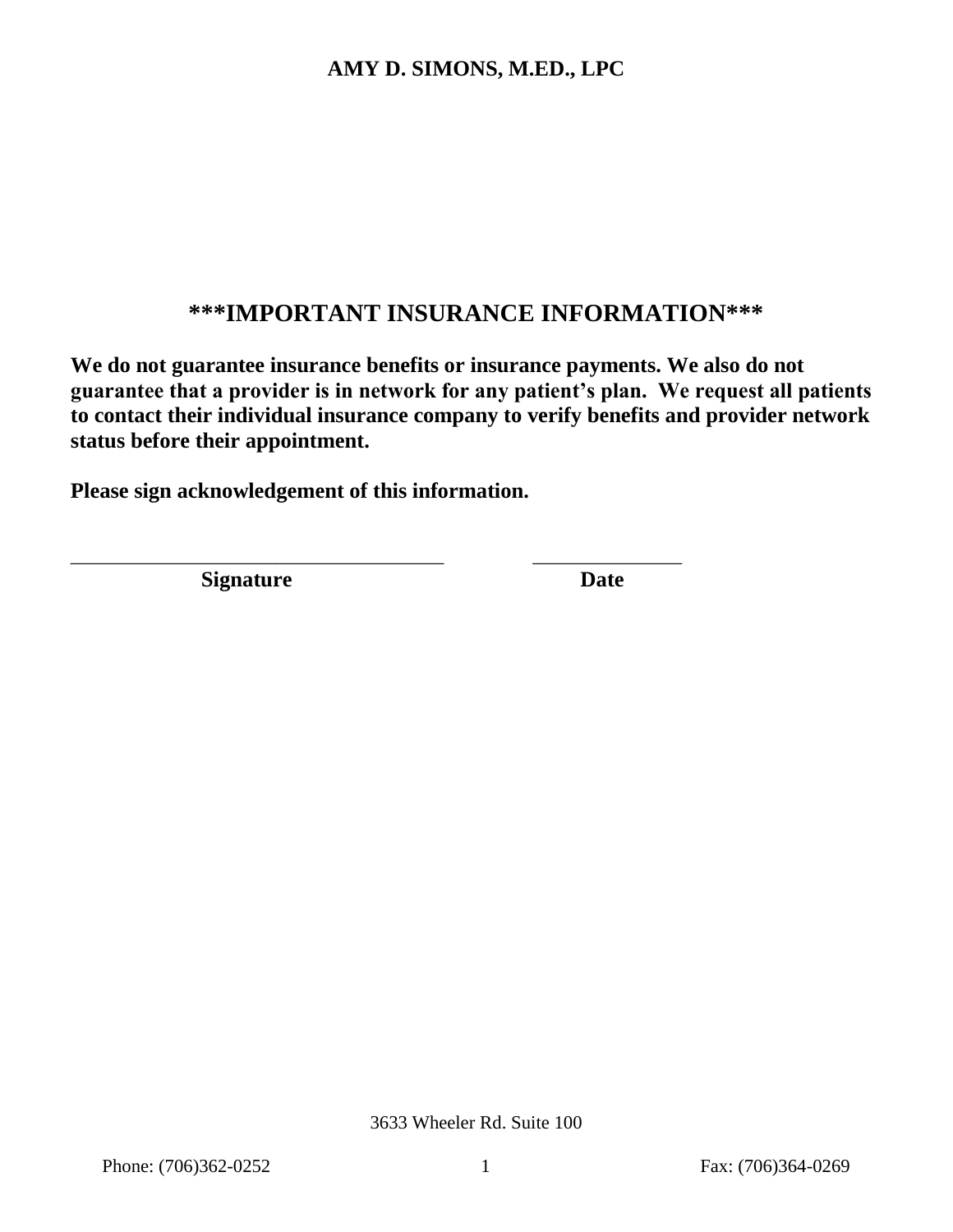**AMY D. SIMONS, M.ED., LPC**

## ***IMPORTANT INSURANCE INFORMATION***

**We do not guarantee insurance benefits or insurance payments. We also do not guarantee that a provider is in network for any patient's plan. We request all patients to contact their individual insurance company to verify benefits and provider network status before their appointment.**

**Please sign acknowledgement of this information.**

_____________________________________ _______________

**Signature** **Date**

3633 Wheeler Rd. Suite 100

Phone: (706)362-0252 Fax: (706)364-0269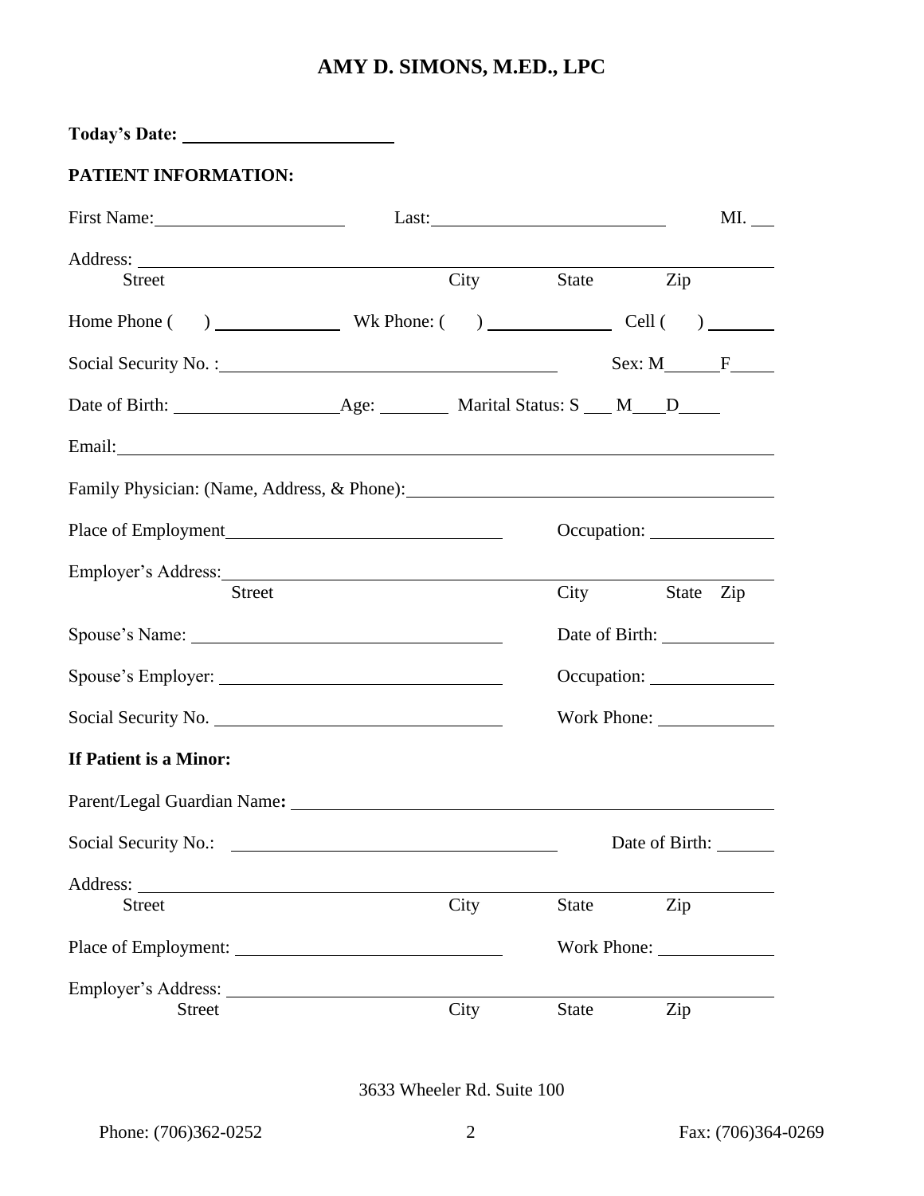# AMY D. SIMONS, M.ED., LPC

**Today's Date:** ______________________

**PATIENT INFORMATION:**

First Name: ____________________ Last: __________________________ MI. ___

Address: ______________________________________________________________
Street City State Zip

Home Phone ( ) _____________ Wk Phone: ( ) _____________ Cell ( ) _______

Social Security No. : __________________________________ Sex: M_____ F_____

Date of Birth: _________________ Age: ________ Marital Status: S ___ M ___ D____

Email: ________________________________________________________________

Family Physician: (Name, Address, & Phone): _____________________________________

Place of Employment _____________________________ Occupation: _____________

Employer's Address: ______________________________________________________
Street City State Zip

Spouse's Name: ________________________________ Date of Birth: ____________

Spouse's Employer: _____________________________ Occupation: _____________

Social Security No. _____________________________ Work Phone: ____________

**If Patient is a Minor:**

Parent/Legal Guardian Name**:** ______________________________________________

Social Security No.: __________________________________ Date of Birth: ______

Address: ______________________________________________________________
Street City State Zip

Place of Employment: ___________________________ Work Phone: ____________

Employer's Address: ______________________________________________________
Street City State Zip

3633 Wheeler Rd. Suite 100

Phone: (706)362-0252 Fax: (706)364-0269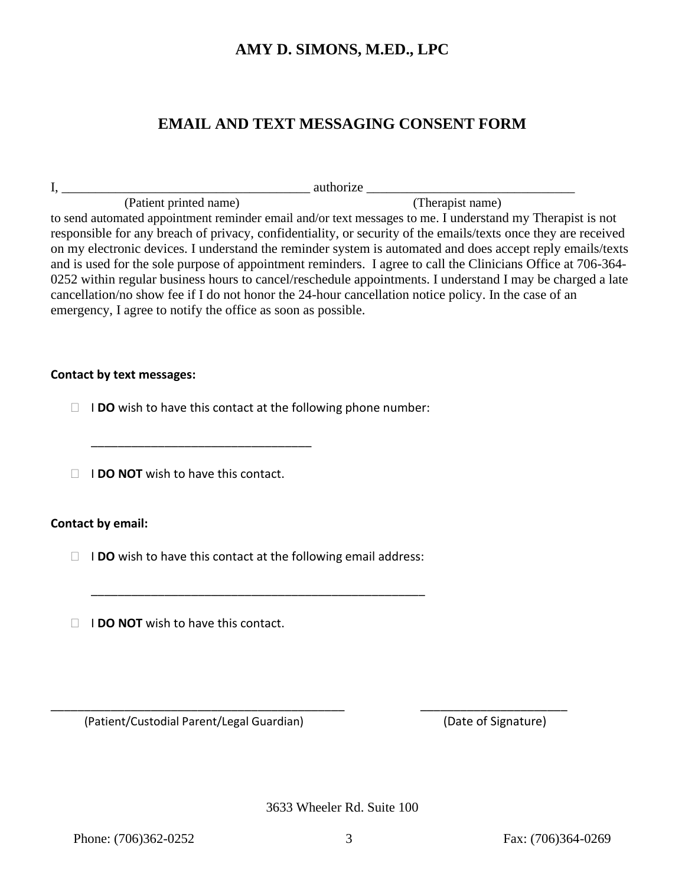**AMY D. SIMONS, M.ED., LPC**

## EMAIL AND TEXT MESSAGING CONSENT FORM

I, ______________________________________ authorize ________________________________

(Patient printed name) (Therapist name)

to send automated appointment reminder email and/or text messages to me. I understand my Therapist is not responsible for any breach of privacy, confidentiality, or security of the emails/texts once they are received on my electronic devices. I understand the reminder system is automated and does accept reply emails/texts and is used for the sole purpose of appointment reminders. I agree to call the Clinicians Office at 706-364-0252 within regular business hours to cancel/reschedule appointments. I understand I may be charged a late cancellation/no show fee if I do not honor the 24-hour cancellation notice policy. In the case of an emergency, I agree to notify the office as soon as possible.

**Contact by text messages:**

- ☐ I **DO** wish to have this contact at the following phone number:

  __________________________________

- ☐ I **DO NOT** wish to have this contact.

**Contact by email:**

- ☐ I **DO** wish to have this contact at the following email address:

  ___________________________________________________

- ☐ I **DO NOT** wish to have this contact.

_____________________________________________ ______________________

(Patient/Custodial Parent/Legal Guardian) (Date of Signature)

3633 Wheeler Rd. Suite 100

Phone: (706)362-0252 Fax: (706)364-0269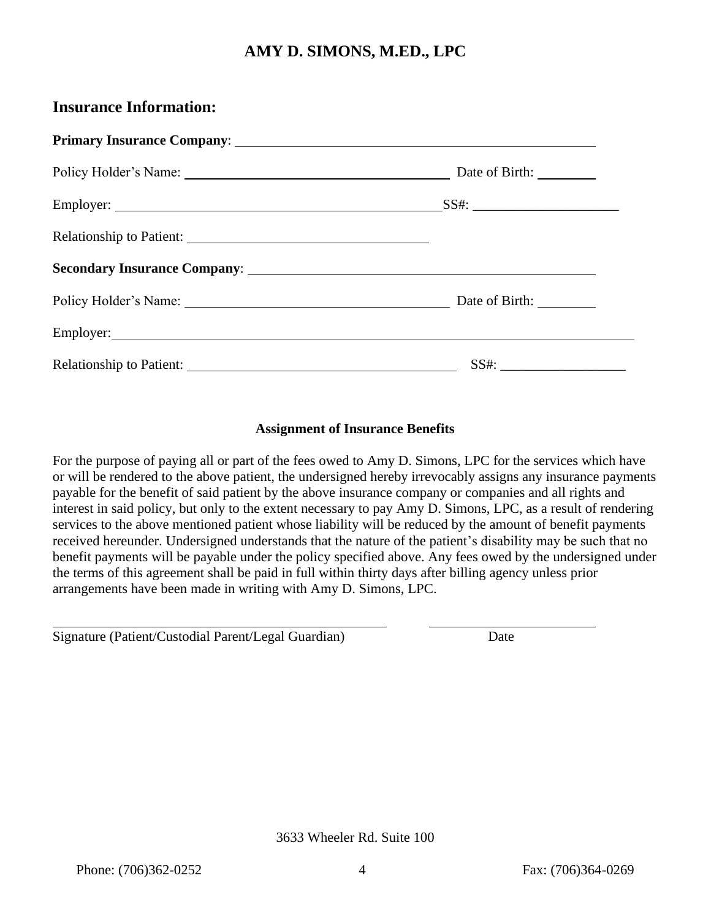# AMY D. SIMONS, M.ED., LPC

## Insurance Information:

**Primary Insurance Company**: ______________________________________________________

Policy Holder's Name: ____________________________________ Date of Birth: ________

Employer: ______________________________________________ SS#: ____________________

Relationship to Patient: ________________________________

**Secondary Insurance Company**: ____________________________________________________

Policy Holder's Name: ____________________________________ Date of Birth: ________

Employer: __________________________________________________________________________

Relationship to Patient: ____________________________________ SS#: __________________

### Assignment of Insurance Benefits

For the purpose of paying all or part of the fees owed to Amy D. Simons, LPC for the services which have or will be rendered to the above patient, the undersigned hereby irrevocably assigns any insurance payments payable for the benefit of said patient by the above insurance company or companies and all rights and interest in said policy, but only to the extent necessary to pay Amy D. Simons, LPC, as a result of rendering services to the above mentioned patient whose liability will be reduced by the amount of benefit payments received hereunder. Undersigned understands that the nature of the patient's disability may be such that no benefit payments will be payable under the policy specified above. Any fees owed by the undersigned under the terms of this agreement shall be paid in full within thirty days after billing agency unless prior arrangements have been made in writing with Amy D. Simons, LPC.

_____________________________________________ ________________________

Signature (Patient/Custodial Parent/Legal Guardian) Date

3633 Wheeler Rd. Suite 100

Phone: (706)362-0252 Fax: (706)364-0269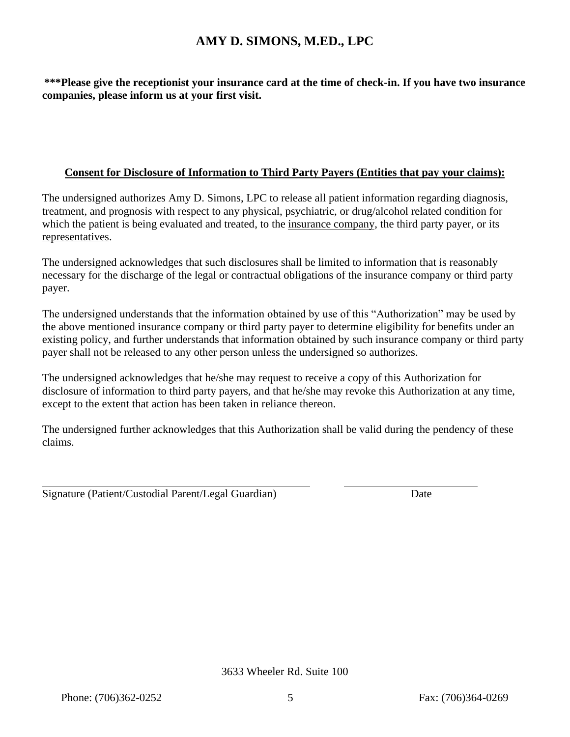# AMY D. SIMONS, M.ED., LPC

**\*\*\*Please give the receptionist your insurance card at the time of check-in. If you have two insurance companies, please inform us at your first visit.**

**Consent for Disclosure of Information to Third Party Payers (Entities that pay your claims):**

The undersigned authorizes Amy D. Simons, LPC to release all patient information regarding diagnosis, treatment, and prognosis with respect to any physical, psychiatric, or drug/alcohol related condition for which the patient is being evaluated and treated, to the insurance company, the third party payer, or its representatives.

The undersigned acknowledges that such disclosures shall be limited to information that is reasonably necessary for the discharge of the legal or contractual obligations of the insurance company or third party payer.

The undersigned understands that the information obtained by use of this "Authorization" may be used by the above mentioned insurance company or third party payer to determine eligibility for benefits under an existing policy, and further understands that information obtained by such insurance company or third party payer shall not be released to any other person unless the undersigned so authorizes.

The undersigned acknowledges that he/she may request to receive a copy of this Authorization for disclosure of information to third party payers, and that he/she may revoke this Authorization at any time, except to the extent that action has been taken in reliance thereon.

The undersigned further acknowledges that this Authorization shall be valid during the pendency of these claims.

\_\_\_\_\_\_\_\_\_\_\_\_\_\_\_\_\_\_\_\_\_\_\_\_\_\_\_\_\_\_\_\_\_\_\_\_\_\_\_\_ \_\_\_\_\_\_\_\_\_\_\_\_\_\_\_\_\_\_\_\_
Signature (Patient/Custodial Parent/Legal Guardian) Date

3633 Wheeler Rd. Suite 100

Phone: (706)362-0252 Fax: (706)364-0269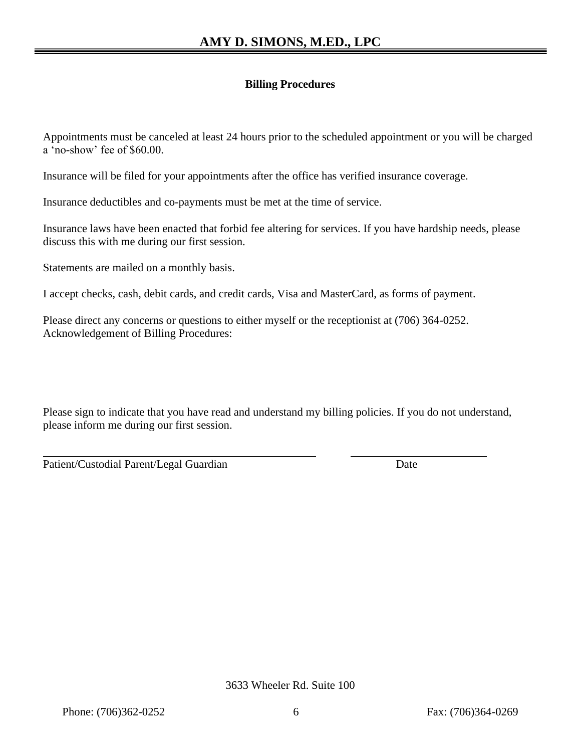## Billing Procedures

Appointments must be canceled at least 24 hours prior to the scheduled appointment or you will be charged a 'no-show' fee of $60.00.

Insurance will be filed for your appointments after the office has verified insurance coverage.

Insurance deductibles and co-payments must be met at the time of service.

Insurance laws have been enacted that forbid fee altering for services. If you have hardship needs, please discuss this with me during our first session.

Statements are mailed on a monthly basis.

I accept checks, cash, debit cards, and credit cards, Visa and MasterCard, as forms of payment.

Please direct any concerns or questions to either myself or the receptionist at (706) 364-0252.
Acknowledgement of Billing Procedures:

Please sign to indicate that you have read and understand my billing policies. If you do not understand, please inform me during our first session.

______________________________________________ ________________________

Patient/Custodial Parent/Legal Guardian Date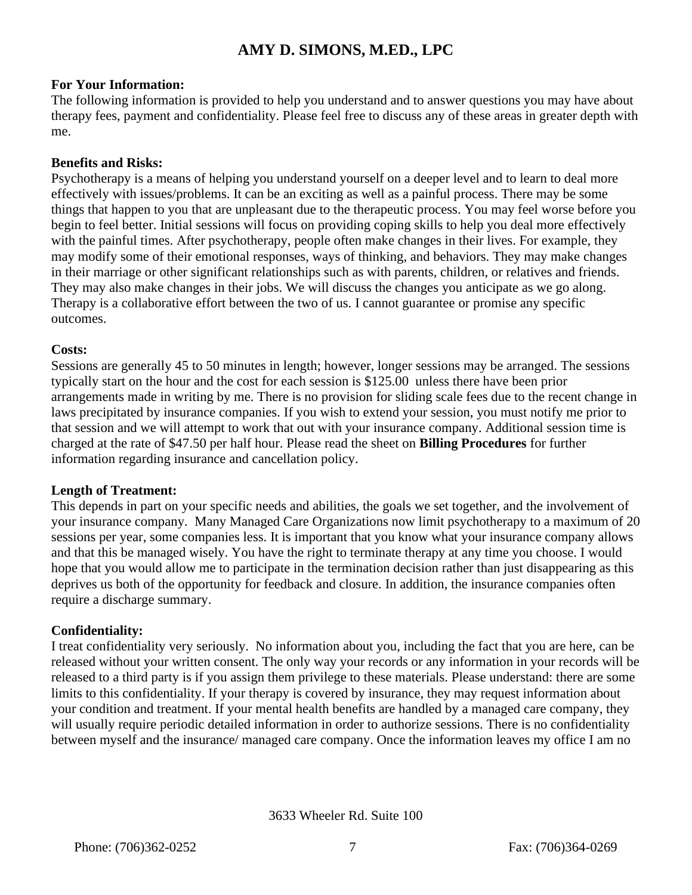# AMY D. SIMONS, M.ED., LPC

**For Your Information:**
The following information is provided to help you understand and to answer questions you may have about therapy fees, payment and confidentiality. Please feel free to discuss any of these areas in greater depth with me.

**Benefits and Risks:**
Psychotherapy is a means of helping you understand yourself on a deeper level and to learn to deal more effectively with issues/problems. It can be an exciting as well as a painful process. There may be some things that happen to you that are unpleasant due to the therapeutic process. You may feel worse before you begin to feel better. Initial sessions will focus on providing coping skills to help you deal more effectively with the painful times. After psychotherapy, people often make changes in their lives. For example, they may modify some of their emotional responses, ways of thinking, and behaviors. They may make changes in their marriage or other significant relationships such as with parents, children, or relatives and friends. They may also make changes in their jobs. We will discuss the changes you anticipate as we go along. Therapy is a collaborative effort between the two of us. I cannot guarantee or promise any specific outcomes.

**Costs:**
Sessions are generally 45 to 50 minutes in length; however, longer sessions may be arranged. The sessions typically start on the hour and the cost for each session is $125.00 unless there have been prior arrangements made in writing by me. There is no provision for sliding scale fees due to the recent change in laws precipitated by insurance companies. If you wish to extend your session, you must notify me prior to that session and we will attempt to work that out with your insurance company. Additional session time is charged at the rate of $47.50 per half hour. Please read the sheet on **Billing Procedures** for further information regarding insurance and cancellation policy.

**Length of Treatment:**
This depends in part on your specific needs and abilities, the goals we set together, and the involvement of your insurance company. Many Managed Care Organizations now limit psychotherapy to a maximum of 20 sessions per year, some companies less. It is important that you know what your insurance company allows and that this be managed wisely. You have the right to terminate therapy at any time you choose. I would hope that you would allow me to participate in the termination decision rather than just disappearing as this deprives us both of the opportunity for feedback and closure. In addition, the insurance companies often require a discharge summary.

**Confidentiality:**
I treat confidentiality very seriously. No information about you, including the fact that you are here, can be released without your written consent. The only way your records or any information in your records will be released to a third party is if you assign them privilege to these materials. Please understand: there are some limits to this confidentiality. If your therapy is covered by insurance, they may request information about your condition and treatment. If your mental health benefits are handled by a managed care company, they will usually require periodic detailed information in order to authorize sessions. There is no confidentiality between myself and the insurance/ managed care company. Once the information leaves my office I am no

3633 Wheeler Rd. Suite 100

Phone: (706)362-0252 Fax: (706)364-0269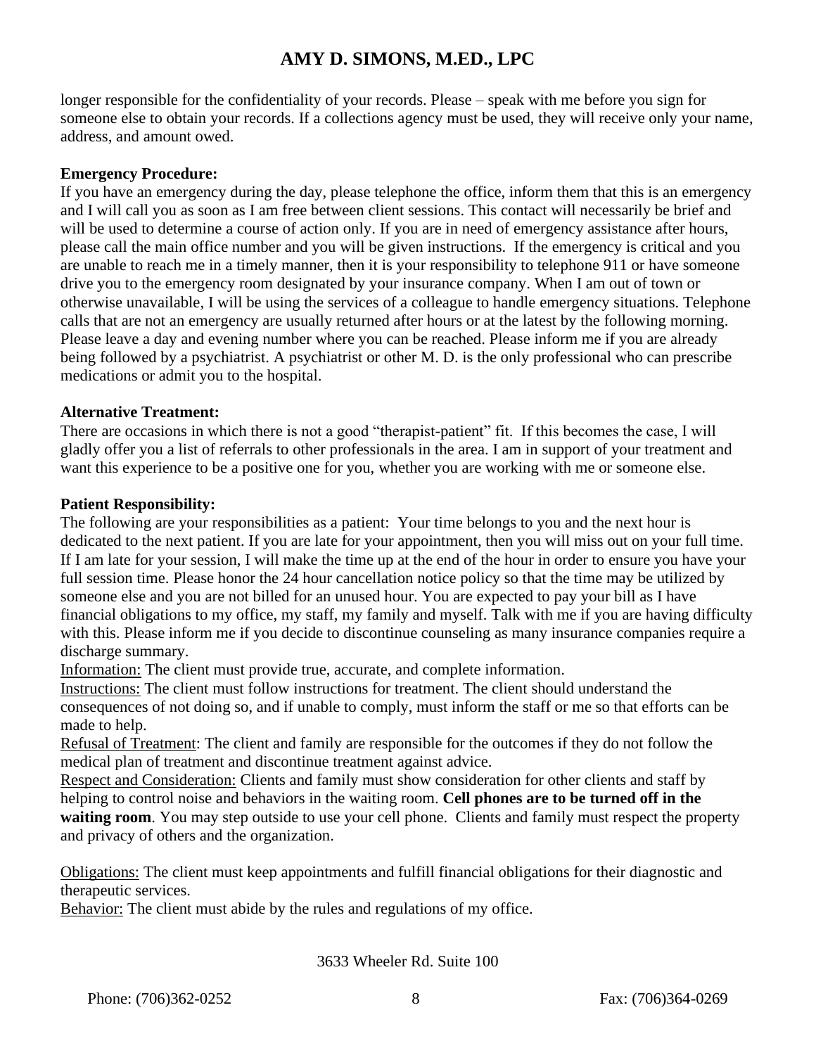longer responsible for the confidentiality of your records. Please – speak with me before you sign for someone else to obtain your records. If a collections agency must be used, they will receive only your name, address, and amount owed.

**Emergency Procedure:**

If you have an emergency during the day, please telephone the office, inform them that this is an emergency and I will call you as soon as I am free between client sessions. This contact will necessarily be brief and will be used to determine a course of action only. If you are in need of emergency assistance after hours, please call the main office number and you will be given instructions. If the emergency is critical and you are unable to reach me in a timely manner, then it is your responsibility to telephone 911 or have someone drive you to the emergency room designated by your insurance company. When I am out of town or otherwise unavailable, I will be using the services of a colleague to handle emergency situations. Telephone calls that are not an emergency are usually returned after hours or at the latest by the following morning. Please leave a day and evening number where you can be reached. Please inform me if you are already being followed by a psychiatrist. A psychiatrist or other M. D. is the only professional who can prescribe medications or admit you to the hospital.

**Alternative Treatment:**

There are occasions in which there is not a good "therapist-patient" fit. If this becomes the case, I will gladly offer you a list of referrals to other professionals in the area. I am in support of your treatment and want this experience to be a positive one for you, whether you are working with me or someone else.

**Patient Responsibility:**

The following are your responsibilities as a patient: Your time belongs to you and the next hour is dedicated to the next patient. If you are late for your appointment, then you will miss out on your full time. If I am late for your session, I will make the time up at the end of the hour in order to ensure you have your full session time. Please honor the 24 hour cancellation notice policy so that the time may be utilized by someone else and you are not billed for an unused hour. You are expected to pay your bill as I have financial obligations to my office, my staff, my family and myself. Talk with me if you are having difficulty with this. Please inform me if you decide to discontinue counseling as many insurance companies require a discharge summary.

Information: The client must provide true, accurate, and complete information.

Instructions: The client must follow instructions for treatment. The client should understand the consequences of not doing so, and if unable to comply, must inform the staff or me so that efforts can be made to help.

Refusal of Treatment: The client and family are responsible for the outcomes if they do not follow the medical plan of treatment and discontinue treatment against advice.

Respect and Consideration: Clients and family must show consideration for other clients and staff by helping to control noise and behaviors in the waiting room. **Cell phones are to be turned off in the waiting room**. You may step outside to use your cell phone. Clients and family must respect the property and privacy of others and the organization.

Obligations: The client must keep appointments and fulfill financial obligations for their diagnostic and therapeutic services.

Behavior: The client must abide by the rules and regulations of my office.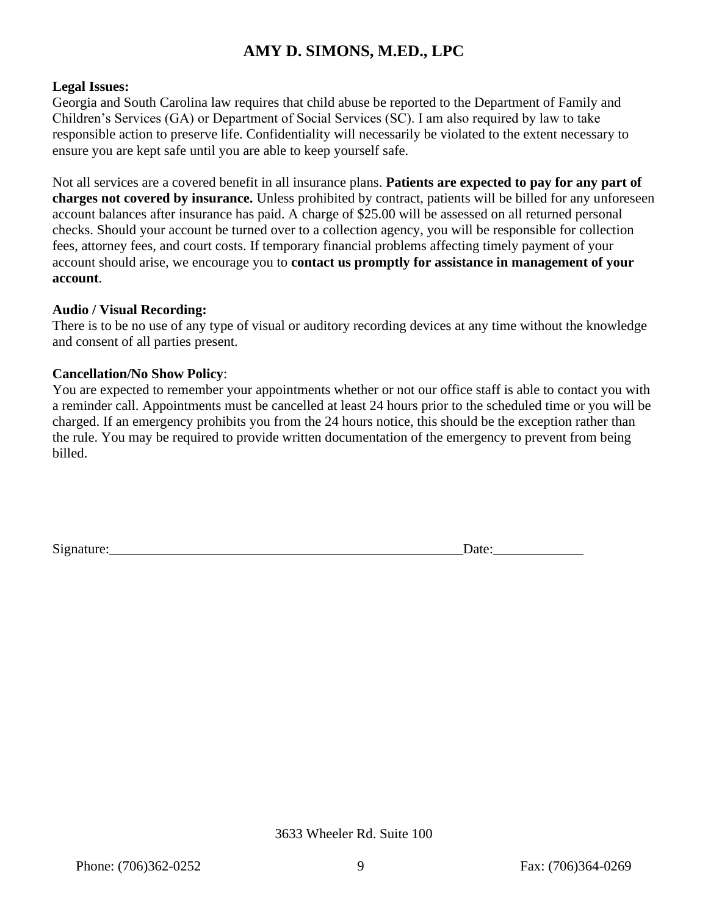**Legal Issues:**
Georgia and South Carolina law requires that child abuse be reported to the Department of Family and Children's Services (GA) or Department of Social Services (SC). I am also required by law to take responsible action to preserve life. Confidentiality will necessarily be violated to the extent necessary to ensure you are kept safe until you are able to keep yourself safe.

Not all services are a covered benefit in all insurance plans. **Patients are expected to pay for any part of charges not covered by insurance.** Unless prohibited by contract, patients will be billed for any unforeseen account balances after insurance has paid. A charge of $25.00 will be assessed on all returned personal checks. Should your account be turned over to a collection agency, you will be responsible for collection fees, attorney fees, and court costs. If temporary financial problems affecting timely payment of your account should arise, we encourage you to **contact us promptly for assistance in management of your account**.

**Audio / Visual Recording:**
There is to be no use of any type of visual or auditory recording devices at any time without the knowledge and consent of all parties present.

**Cancellation/No Show Policy**:
You are expected to remember your appointments whether or not our office staff is able to contact you with a reminder call. Appointments must be cancelled at least 24 hours prior to the scheduled time or you will be charged. If an emergency prohibits you from the 24 hours notice, this should be the exception rather than the rule. You may be required to provide written documentation of the emergency to prevent from being billed.

Signature:_____________________________________________________Date:_____________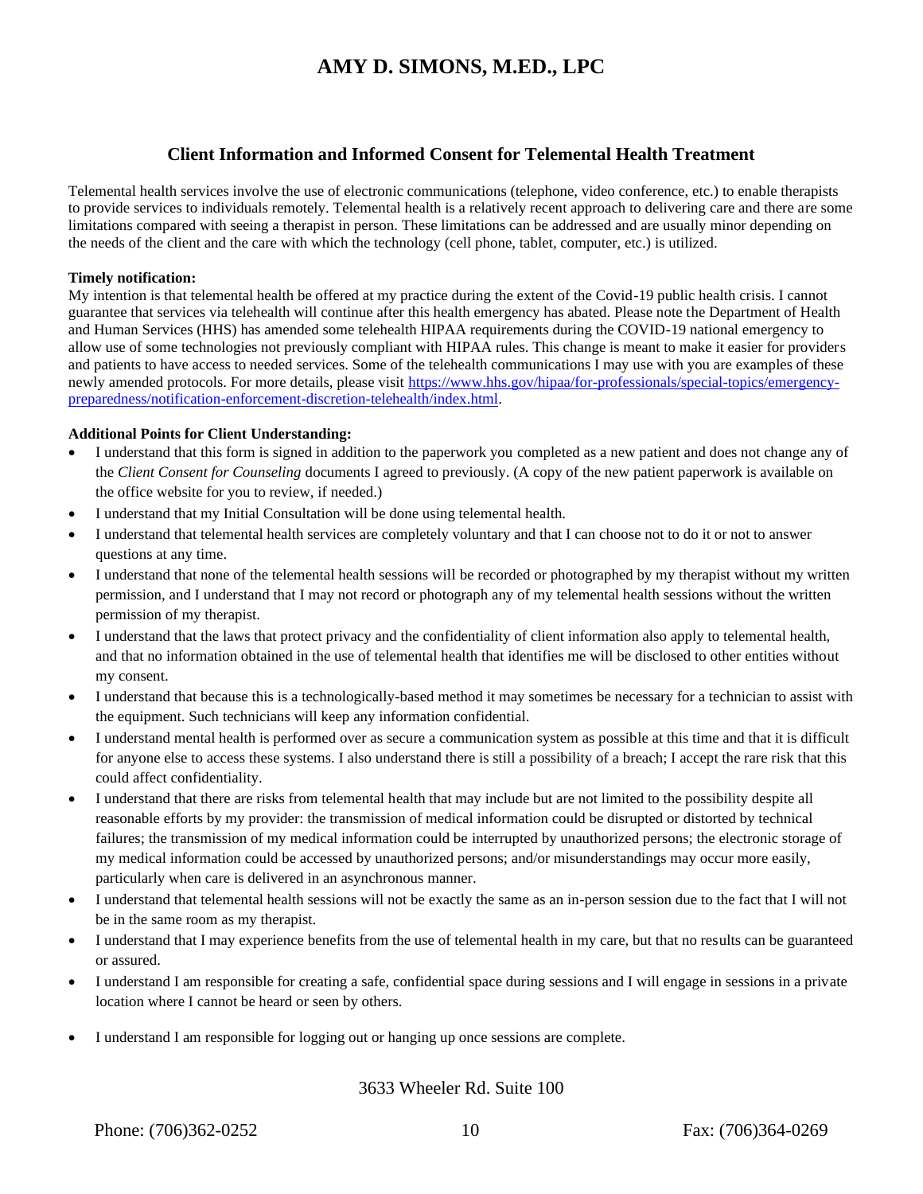# AMY D. SIMONS, M.ED., LPC

## Client Information and Informed Consent for Telemental Health Treatment

Telemental health services involve the use of electronic communications (telephone, video conference, etc.) to enable therapists to provide services to individuals remotely. Telemental health is a relatively recent approach to delivering care and there are some limitations compared with seeing a therapist in person. These limitations can be addressed and are usually minor depending on the needs of the client and the care with which the technology (cell phone, tablet, computer, etc.) is utilized.

**Timely notification:**
My intention is that telemental health be offered at my practice during the extent of the Covid-19 public health crisis. I cannot guarantee that services via telehealth will continue after this health emergency has abated. Please note the Department of Health and Human Services (HHS) has amended some telehealth HIPAA requirements during the COVID-19 national emergency to allow use of some technologies not previously compliant with HIPAA rules. This change is meant to make it easier for providers and patients to have access to needed services. Some of the telehealth communications I may use with you are examples of these newly amended protocols. For more details, please visit [https://www.hhs.gov/hipaa/for-professionals/special-topics/emergency-preparedness/notification-enforcement-discretion-telehealth/index.html](https://www.hhs.gov/hipaa/for-professionals/special-topics/emergency-preparedness/notification-enforcement-discretion-telehealth/index.html).

**Additional Points for Client Understanding:**

- I understand that this form is signed in addition to the paperwork you completed as a new patient and does not change any of the *Client Consent for Counseling* documents I agreed to previously. (A copy of the new patient paperwork is available on the office website for you to review, if needed.)
- I understand that my Initial Consultation will be done using telemental health.
- I understand that telemental health services are completely voluntary and that I can choose not to do it or not to answer questions at any time.
- I understand that none of the telemental health sessions will be recorded or photographed by my therapist without my written permission, and I understand that I may not record or photograph any of my telemental health sessions without the written permission of my therapist.
- I understand that the laws that protect privacy and the confidentiality of client information also apply to telemental health, and that no information obtained in the use of telemental health that identifies me will be disclosed to other entities without my consent.
- I understand that because this is a technologically-based method it may sometimes be necessary for a technician to assist with the equipment. Such technicians will keep any information confidential.
- I understand mental health is performed over as secure a communication system as possible at this time and that it is difficult for anyone else to access these systems. I also understand there is still a possibility of a breach; I accept the rare risk that this could affect confidentiality.
- I understand that there are risks from telemental health that may include but are not limited to the possibility despite all reasonable efforts by my provider: the transmission of medical information could be disrupted or distorted by technical failures; the transmission of my medical information could be interrupted by unauthorized persons; the electronic storage of my medical information could be accessed by unauthorized persons; and/or misunderstandings may occur more easily, particularly when care is delivered in an asynchronous manner.
- I understand that telemental health sessions will not be exactly the same as an in-person session due to the fact that I will not be in the same room as my therapist.
- I understand that I may experience benefits from the use of telemental health in my care, but that no results can be guaranteed or assured.
- I understand I am responsible for creating a safe, confidential space during sessions and I will engage in sessions in a private location where I cannot be heard or seen by others.
- I understand I am responsible for logging out or hanging up once sessions are complete.

3633 Wheeler Rd. Suite 100

Phone: (706)362-0252 Fax: (706)364-0269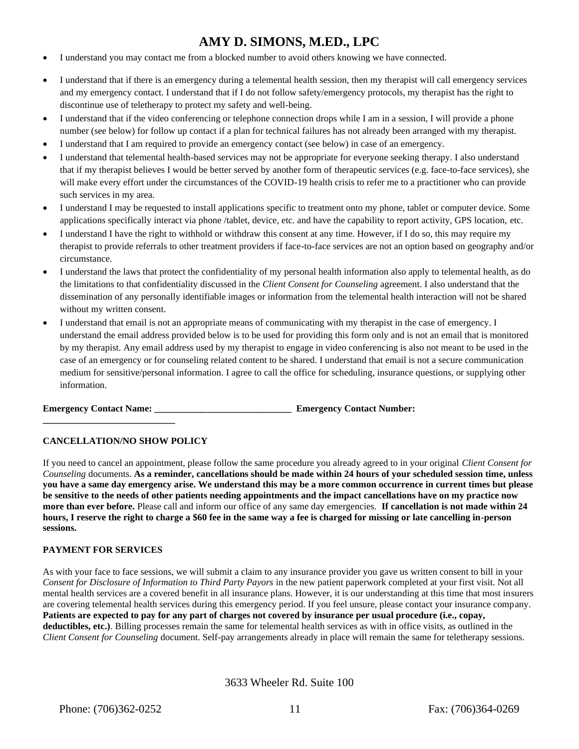- I understand you may contact me from a blocked number to avoid others knowing we have connected.
- I understand that if there is an emergency during a telemental health session, then my therapist will call emergency services and my emergency contact. I understand that if I do not follow safety/emergency protocols, my therapist has the right to discontinue use of teletherapy to protect my safety and well-being.
- I understand that if the video conferencing or telephone connection drops while I am in a session, I will provide a phone number (see below) for follow up contact if a plan for technical failures has not already been arranged with my therapist.
- I understand that I am required to provide an emergency contact (see below) in case of an emergency.
- I understand that telemental health-based services may not be appropriate for everyone seeking therapy. I also understand that if my therapist believes I would be better served by another form of therapeutic services (e.g. face-to-face services), she will make every effort under the circumstances of the COVID-19 health crisis to refer me to a practitioner who can provide such services in my area.
- I understand I may be requested to install applications specific to treatment onto my phone, tablet or computer device. Some applications specifically interact via phone /tablet, device, etc. and have the capability to report activity, GPS location, etc.
- I understand I have the right to withhold or withdraw this consent at any time. However, if I do so, this may require my therapist to provide referrals to other treatment providers if face-to-face services are not an option based on geography and/or circumstance.
- I understand the laws that protect the confidentiality of my personal health information also apply to telemental health, as do the limitations to that confidentiality discussed in the *Client Consent for Counseling* agreement. I also understand that the dissemination of any personally identifiable images or information from the telemental health interaction will not be shared without my written consent.
- I understand that email is not an appropriate means of communicating with my therapist in the case of emergency. I understand the email address provided below is to be used for providing this form only and is not an email that is monitored by my therapist. Any email address used by my therapist to engage in video conferencing is also not meant to be used in the case of an emergency or for counseling related content to be shared. I understand that email is not a secure communication medium for sensitive/personal information. I agree to call the office for scheduling, insurance questions, or supplying other information.

**Emergency Contact Name: ______________________________ Emergency Contact Number: ____________________________**

**CANCELLATION/NO SHOW POLICY**

If you need to cancel an appointment, please follow the same procedure you already agreed to in your original *Client Consent for Counseling* documents. **As a reminder, cancellations should be made within 24 hours of your scheduled session time, unless you have a same day emergency arise. We understand this may be a more common occurrence in current times but please be sensitive to the needs of other patients needing appointments and the impact cancellations have on my practice now more than ever before.** Please call and inform our office of any same day emergencies. **If cancellation is not made within 24 hours, I reserve the right to charge a $60 fee in the same way a fee is charged for missing or late cancelling in-person sessions.**

**PAYMENT FOR SERVICES**

As with your face to face sessions, we will submit a claim to any insurance provider you gave us written consent to bill in your *Consent for Disclosure of Information to Third Party Payors* in the new patient paperwork completed at your first visit. Not all mental health services are a covered benefit in all insurance plans. However, it is our understanding at this time that most insurers are covering telemental health services during this emergency period. If you feel unsure, please contact your insurance company. **Patients are expected to pay for any part of charges not covered by insurance per usual procedure (i.e., copay, deductibles, etc.)**. Billing processes remain the same for telemental health services as with in office visits, as outlined in the *Client Consent for Counseling* document. Self-pay arrangements already in place will remain the same for teletherapy sessions.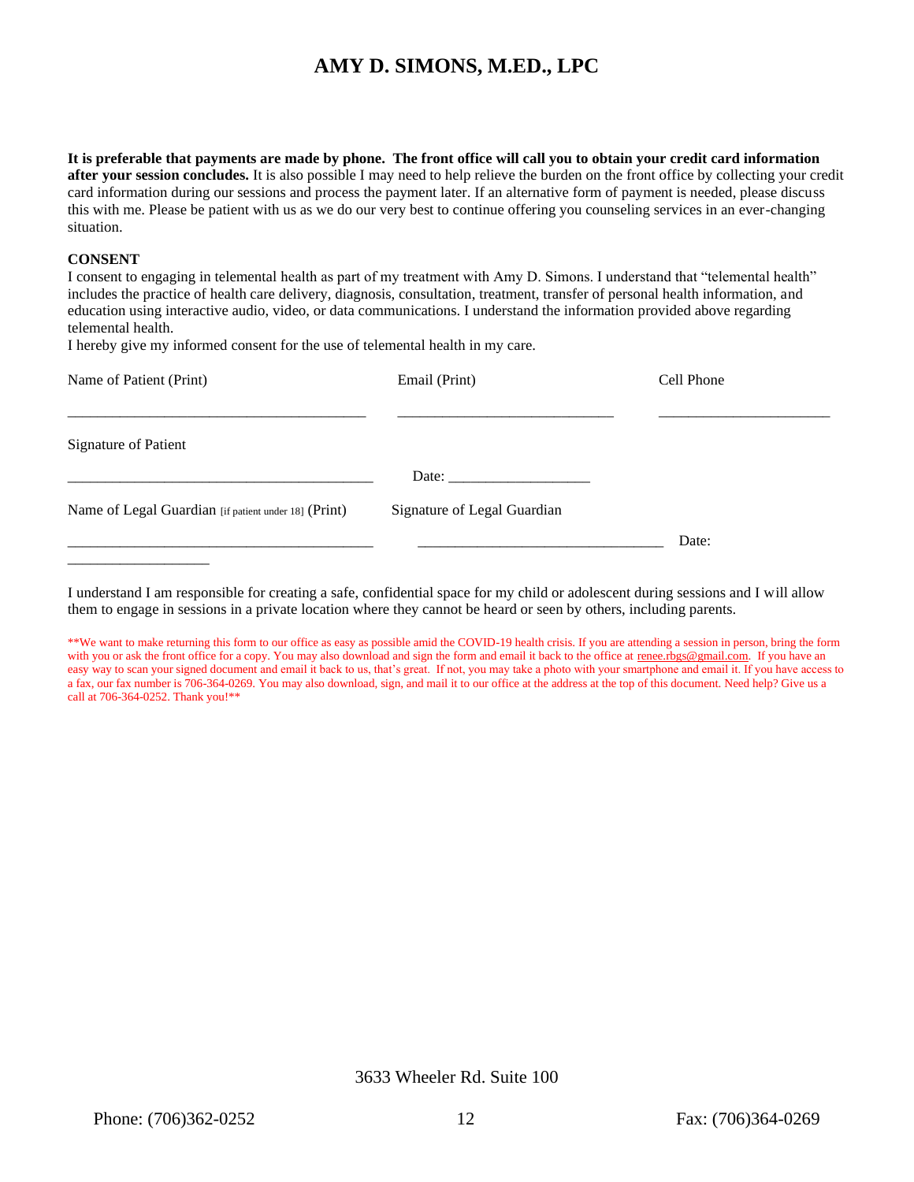# AMY D. SIMONS, M.ED., LPC

**It is preferable that payments are made by phone. The front office will call you to obtain your credit card information after your session concludes.** It is also possible I may need to help relieve the burden on the front office by collecting your credit card information during our sessions and process the payment later. If an alternative form of payment is needed, please discuss this with me. Please be patient with us as we do our very best to continue offering you counseling services in an ever-changing situation.

**CONSENT**

I consent to engaging in telemental health as part of my treatment with Amy D. Simons. I understand that "telemental health" includes the practice of health care delivery, diagnosis, consultation, treatment, transfer of personal health information, and education using interactive audio, video, or data communications. I understand the information provided above regarding telemental health.

I hereby give my informed consent for the use of telemental health in my care.

Name of Patient (Print) \_\_\_\_\_\_\_\_\_\_\_\_\_\_\_\_\_\_\_\_\_\_\_\_\_\_\_\_\_\_\_\_\_\_\_\_\_\_\_\_

Email (Print) \_\_\_\_\_\_\_\_\_\_\_\_\_\_\_\_\_\_\_\_\_\_\_\_\_\_\_\_\_\_

Cell Phone \_\_\_\_\_\_\_\_\_\_\_\_\_\_\_\_\_\_\_\_\_\_\_\_

Signature of Patient \_\_\_\_\_\_\_\_\_\_\_\_\_\_\_\_\_\_\_\_\_\_\_\_\_\_\_\_\_\_\_\_\_\_\_\_\_\_\_\_\_\_ Date: \_\_\_\_\_\_\_\_\_\_\_\_\_\_\_\_\_\_\_

Name of Legal Guardian [if patient under 18] (Print) \_\_\_\_\_\_\_\_\_\_\_\_\_\_\_\_\_\_\_\_\_\_\_\_\_\_\_\_\_\_\_\_\_\_\_\_\_\_\_\_\_\_

Signature of Legal Guardian \_\_\_\_\_\_\_\_\_\_\_\_\_\_\_\_\_\_\_\_\_\_\_\_\_\_\_\_\_\_\_\_\_\_ Date: \_\_\_\_\_\_\_\_\_\_\_\_\_\_\_\_\_\_\_

I understand I am responsible for creating a safe, confidential space for my child or adolescent during sessions and I will allow them to engage in sessions in a private location where they cannot be heard or seen by others, including parents.

**We want to make returning this form to our office as easy as possible amid the COVID-19 health crisis. If you are attending a session in person, bring the form with you or ask the front office for a copy. You may also download and sign the form and email it back to the office at renee.rbgs@gmail.com. If you have an easy way to scan your signed document and email it back to us, that's great. If not, you may take a photo with your smartphone and email it. If you have access to a fax, our fax number is 706-364-0269. You may also download, sign, and mail it to our office at the address at the top of this document. Need help? Give us a call at 706-364-0252. Thank you!**

3633 Wheeler Rd. Suite 100

Phone: (706)362-0252 Fax: (706)364-0269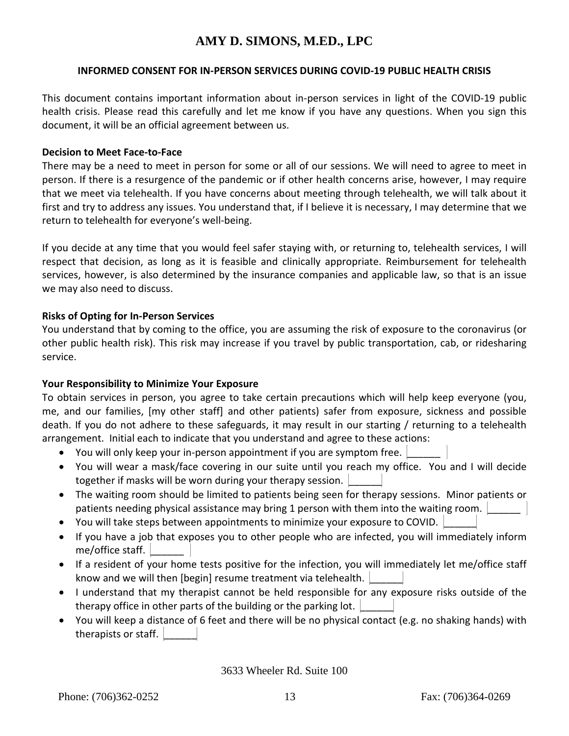# AMY D. SIMONS, M.ED., LPC

## INFORMED CONSENT FOR IN-PERSON SERVICES DURING COVID-19 PUBLIC HEALTH CRISIS

This document contains important information about in-person services in light of the COVID-19 public health crisis. Please read this carefully and let me know if you have any questions. When you sign this document, it will be an official agreement between us.

**Decision to Meet Face-to-Face**

There may be a need to meet in person for some or all of our sessions. We will need to agree to meet in person. If there is a resurgence of the pandemic or if other health concerns arise, however, I may require that we meet via telehealth. If you have concerns about meeting through telehealth, we will talk about it first and try to address any issues. You understand that, if I believe it is necessary, I may determine that we return to telehealth for everyone's well-being.

If you decide at any time that you would feel safer staying with, or returning to, telehealth services, I will respect that decision, as long as it is feasible and clinically appropriate. Reimbursement for telehealth services, however, is also determined by the insurance companies and applicable law, so that is an issue we may also need to discuss.

**Risks of Opting for In-Person Services**

You understand that by coming to the office, you are assuming the risk of exposure to the coronavirus (or other public health risk). This risk may increase if you travel by public transportation, cab, or ridesharing service.

**Your Responsibility to Minimize Your Exposure**

To obtain services in person, you agree to take certain precautions which will help keep everyone (you, me, and our families, [my other staff] and other patients) safer from exposure, sickness and possible death. If you do not adhere to these safeguards, it may result in our starting / returning to a telehealth arrangement. Initial each to indicate that you understand and agree to these actions:

- You will only keep your in-person appointment if you are symptom free. ______
- You will wear a mask/face covering in our suite until you reach my office. You and I will decide together if masks will be worn during your therapy session. ______
- The waiting room should be limited to patients being seen for therapy sessions. Minor patients or patients needing physical assistance may bring 1 person with them into the waiting room. ______
- You will take steps between appointments to minimize your exposure to COVID. ______
- If you have a job that exposes you to other people who are infected, you will immediately inform me/office staff. ______
- If a resident of your home tests positive for the infection, you will immediately let me/office staff know and we will then [begin] resume treatment via telehealth. ______
- I understand that my therapist cannot be held responsible for any exposure risks outside of the therapy office in other parts of the building or the parking lot. ______
- You will keep a distance of 6 feet and there will be no physical contact (e.g. no shaking hands) with therapists or staff. ______

3633 Wheeler Rd. Suite 100

Phone: (706)362-0252 Fax: (706)364-0269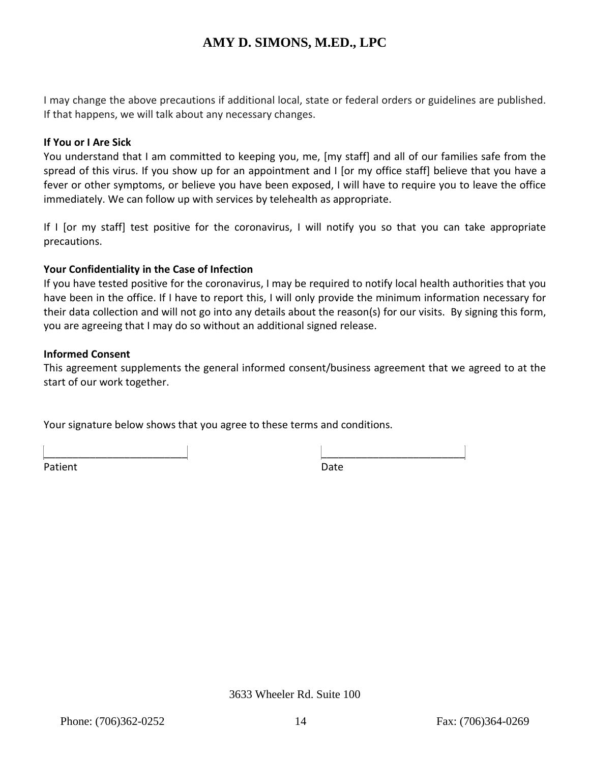I may change the above precautions if additional local, state or federal orders or guidelines are published. If that happens, we will talk about any necessary changes.

**If You or I Are Sick**

You understand that I am committed to keeping you, me, [my staff] and all of our families safe from the spread of this virus. If you show up for an appointment and I [or my office staff] believe that you have a fever or other symptoms, or believe you have been exposed, I will have to require you to leave the office immediately. We can follow up with services by telehealth as appropriate.

If I [or my staff] test positive for the coronavirus, I will notify you so that you can take appropriate precautions.

**Your Confidentiality in the Case of Infection**

If you have tested positive for the coronavirus, I may be required to notify local health authorities that you have been in the office. If I have to report this, I will only provide the minimum information necessary for their data collection and will not go into any details about the reason(s) for our visits. By signing this form, you are agreeing that I may do so without an additional signed release.

**Informed Consent**

This agreement supplements the general informed consent/business agreement that we agreed to at the start of our work together.

Your signature below shows that you agree to these terms and conditions.

_________________________ &nbsp;&nbsp;&nbsp;&nbsp;&nbsp;&nbsp;&nbsp;&nbsp; _________________________

Patient &nbsp;&nbsp;&nbsp;&nbsp;&nbsp;&nbsp;&nbsp;&nbsp;&nbsp;&nbsp;&nbsp;&nbsp;&nbsp;&nbsp;&nbsp;&nbsp;&nbsp;&nbsp;&nbsp;&nbsp;&nbsp;&nbsp;&nbsp;&nbsp;&nbsp;&nbsp;&nbsp;&nbsp;&nbsp;&nbsp; Date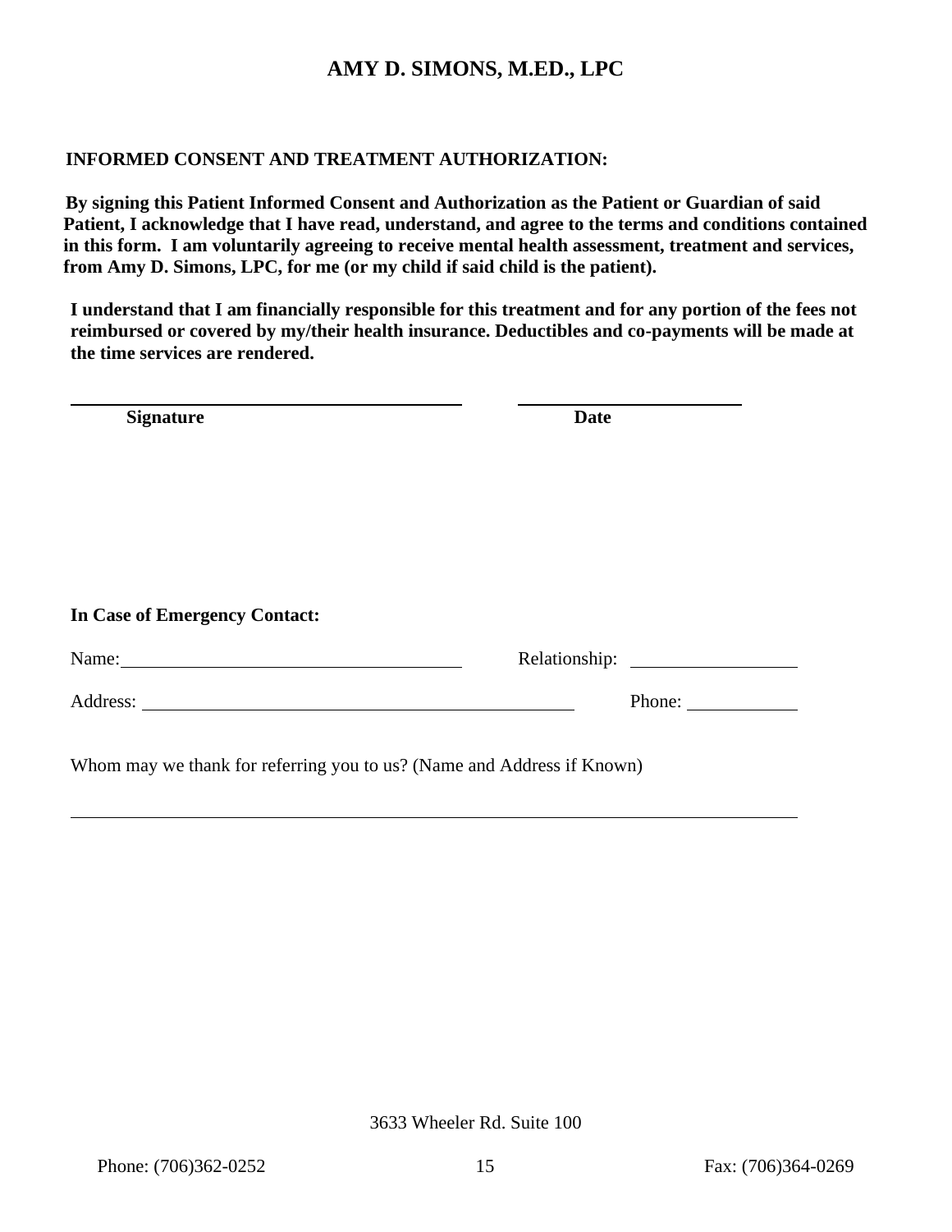# AMY D. SIMONS, M.ED., LPC

**INFORMED CONSENT AND TREATMENT AUTHORIZATION:**

**By signing this Patient Informed Consent and Authorization as the Patient or Guardian of said Patient, I acknowledge that I have read, understand, and agree to the terms and conditions contained in this form. I am voluntarily agreeing to receive mental health assessment, treatment and services, from Amy D. Simons, LPC, for me (or my child if said child is the patient).**

**I understand that I am financially responsible for this treatment and for any portion of the fees not reimbursed or covered by my/their health insurance. Deductibles and co-payments will be made at the time services are rendered.**

\_\_\_\_\_\_\_\_\_\_\_\_\_\_\_\_\_\_\_\_\_\_\_\_\_\_\_\_\_\_\_\_\_\_\_\_ \_\_\_\_\_\_\_\_\_\_\_\_\_\_\_\_\_\_\_\_

**Signature** **Date**

**In Case of Emergency Contact:**

Name: \_\_\_\_\_\_\_\_\_\_\_\_\_\_\_\_\_\_\_\_\_\_\_\_\_\_\_\_\_\_ Relationship: \_\_\_\_\_\_\_\_\_\_\_\_\_\_\_

Address: \_\_\_\_\_\_\_\_\_\_\_\_\_\_\_\_\_\_\_\_\_\_\_\_\_\_\_\_\_\_\_\_\_\_\_\_\_\_ Phone: \_\_\_\_\_\_\_\_\_\_

Whom may we thank for referring you to us? (Name and Address if Known)

\_\_\_\_\_\_\_\_\_\_\_\_\_\_\_\_\_\_\_\_\_\_\_\_\_\_\_\_\_\_\_\_\_\_\_\_\_\_\_\_\_\_\_\_\_\_\_\_\_\_\_\_\_\_\_\_\_\_\_\_\_\_\_\_

3633 Wheeler Rd. Suite 100

Phone: (706)362-0252 Fax: (706)364-0269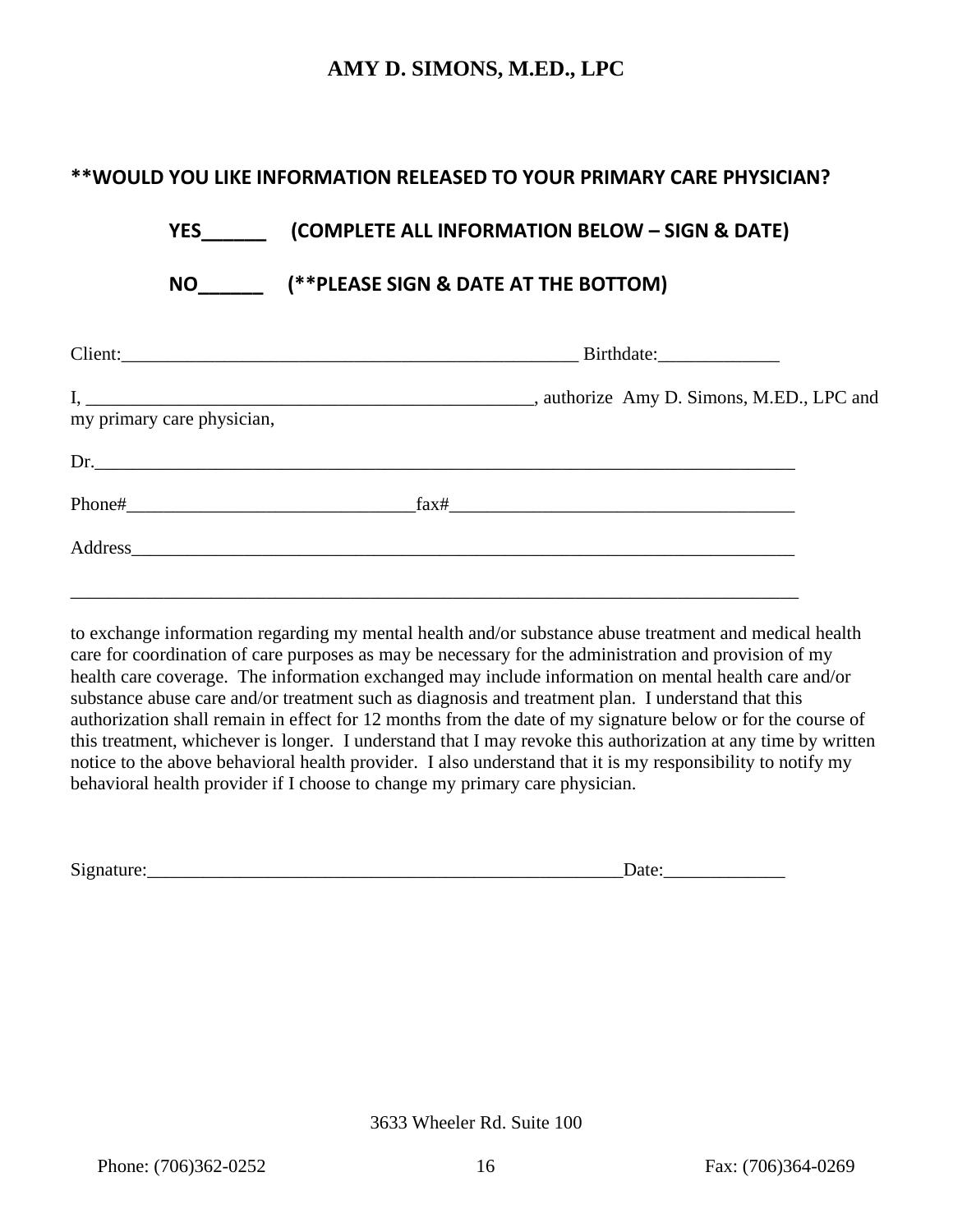# AMY D. SIMONS, M.ED., LPC

**\*\*WOULD YOU LIKE INFORMATION RELEASED TO YOUR PRIMARY CARE PHYSICIAN?**

**YES______ (COMPLETE ALL INFORMATION BELOW – SIGN & DATE)**

**NO______ (\*\*PLEASE SIGN & DATE AT THE BOTTOM)**

Client:___________________________________________________ Birthdate:_____________

I, __________________________________________________, authorize Amy D. Simons, M.ED., LPC and my primary care physician,

Dr.______________________________________________________________________________

Phone#______________________________fax#____________________________________

Address_________________________________________________________________________

_______________________________________________________________________________

to exchange information regarding my mental health and/or substance abuse treatment and medical health care for coordination of care purposes as may be necessary for the administration and provision of my health care coverage. The information exchanged may include information on mental health care and/or substance abuse care and/or treatment such as diagnosis and treatment plan. I understand that this authorization shall remain in effect for 12 months from the date of my signature below or for the course of this treatment, whichever is longer. I understand that I may revoke this authorization at any time by written notice to the above behavioral health provider. I also understand that it is my responsibility to notify my behavioral health provider if I choose to change my primary care physician.

Signature:_____________________________________________________Date:_____________

3633 Wheeler Rd. Suite 100

Phone: (706)362-0252 Fax: (706)364-0269